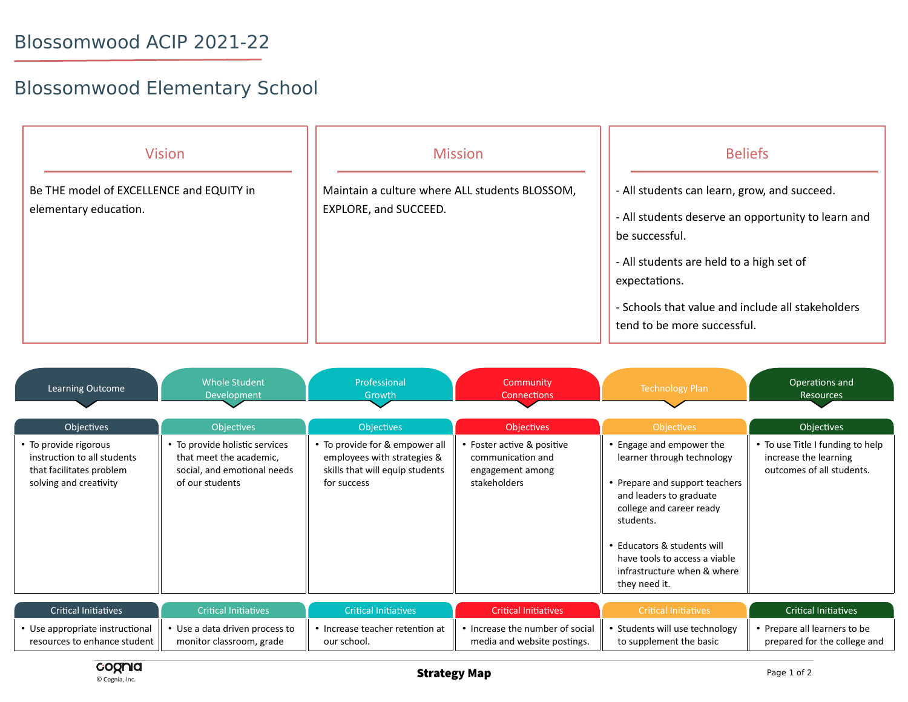# Blossomwood ACIP 2021-22

## Blossomwood Elementary School

### Vision

Be THE model of EXCELLENCE and EQUITY in elementary education.

### Mission

Maintain a culture where ALL students BLOSSOM, EXPLORE, and SUCCEED.

### Beliefs

- All students can learn, grow, and succeed.

- All students deserve an opportunity to learn and be successful.

- All students are held to a high set of expectations.

- Schools that value and include all stakeholders tend to be more successful.

| Learning Outcome | Whole Student Development | Professional Growth | Community Connections | Technology Plan | Operations and Resources |
|---|---|---|---|---|---|
| **Objectives** | **Objectives** | **Objectives** | **Objectives** | **Objectives** | **Objectives** |
| • To provide rigorous instruction to all students that facilitates problem solving and creativity | • To provide holistic services that meet the academic, social, and emotional needs of our students | • To provide for & empower all employees with strategies & skills that will equip students for success | • Foster active & positive communication and engagement among stakeholders | • Engage and empower the learner through technology<br>• Prepare and support teachers and leaders to graduate college and career ready students.<br>• Educators & students will have tools to access a viable infrastructure when & where they need it. | • To use Title I funding to help increase the learning outcomes of all students. |
| **Critical Initiatives** | **Critical Initiatives** | **Critical Initiatives** | **Critical Initiatives** | **Critical Initiatives** | **Critical Initiatives** |
| • Use appropriate instructional resources to enhance student | • Use a data driven process to monitor classroom, grade | • Increase teacher retention at our school. | • Increase the number of social media and website postings. | • Students will use technology to supplement the basic | • Prepare all learners to be prepared for the college and |

Strategy Map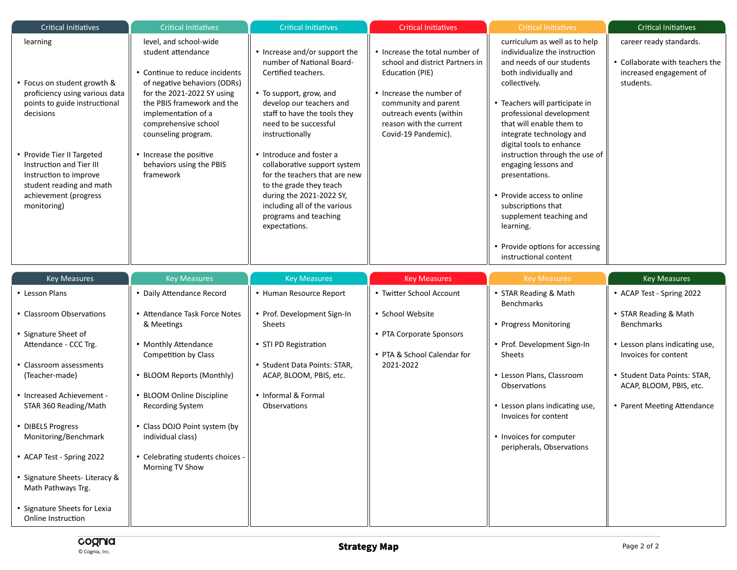| Critical Initiatives | Critical Initiatives | Critical Initiatives | Critical Initiatives | Critical Initiatives | Critical Initiatives |
|---|---|---|---|---|---|
| learning<br><br>• Focus on student growth & proficiency using various data points to guide instructional decisions<br><br>• Provide Tier II Targeted Instruction and Tier III Instruction to improve student reading and math achievement (progress monitoring) | level, and school-wide student attendance<br><br>• Continue to reduce incidents of negative behaviors (ODRs) for the 2021-2022 SY using the PBIS framework and the implementation of a comprehensive school counseling program.<br><br>• Increase the positive behaviors using the PBIS framework | • Increase and/or support the number of National Board-Certified teachers.<br><br>• To support, grow, and develop our teachers and staff to have the tools they need to be successful instructionally<br><br>• Introduce and foster a collaborative support system for the teachers that are new to the grade they teach during the 2021-2022 SY, including all of the various programs and teaching expectations. | • Increase the total number of school and district Partners in Education (PIE)<br><br>• Increase the number of community and parent outreach events (within reason with the current Covid-19 Pandemic). | curriculum as well as to help individualize the instruction and needs of our students both individually and collectively.<br><br>• Teachers will participate in professional development that will enable them to integrate technology and digital tools to enhance instruction through the use of engaging lessons and presentations.<br><br>• Provide access to online subscriptions that supplement teaching and learning.<br><br>• Provide options for accessing instructional content | career ready standards.<br><br>• Collaborate with teachers the increased engagement of students. |

| Key Measures | Key Measures | Key Measures | Key Measures | Key Measures | Key Measures |
|---|---|---|---|---|---|
| • Lesson Plans<br><br>• Classroom Observations<br><br>• Signature Sheet of Attendance - CCC Trg.<br><br>• Classroom assessments (Teacher-made)<br><br>• Increased Achievement - STAR 360 Reading/Math<br><br>• DIBELS Progress Monitoring/Benchmark<br><br>• ACAP Test - Spring 2022<br><br>• Signature Sheets- Literacy & Math Pathways Trg.<br><br>• Signature Sheets for Lexia Online Instruction | • Daily Attendance Record<br><br>• Attendance Task Force Notes & Meetings<br><br>• Monthly Attendance Competition by Class<br><br>• BLOOM Reports (Monthly)<br><br>• BLOOM Online Discipline Recording System<br><br>• Class DOJO Point system (by individual class)<br><br>• Celebrating students choices - Morning TV Show | • Human Resource Report<br><br>• Prof. Development Sign-In Sheets<br><br>• STI PD Registration<br><br>• Student Data Points: STAR, ACAP, BLOOM, PBIS, etc.<br><br>• Informal & Formal Observations | • Twitter School Account<br><br>• School Website<br><br>• PTA Corporate Sponsors<br><br>• PTA & School Calendar for 2021-2022 | • STAR Reading & Math Benchmarks<br><br>• Progress Monitoring<br><br>• Prof. Development Sign-In Sheets<br><br>• Lesson Plans, Classroom Observations<br><br>• Lesson plans indicating use, Invoices for content<br><br>• Invoices for computer peripherals, Observations | • ACAP Test - Spring 2022<br><br>• STAR Reading & Math Benchmarks<br><br>• Lesson plans indicating use, Invoices for content<br><br>• Student Data Points: STAR, ACAP, BLOOM, PBIS, etc.<br><br>• Parent Meeting Attendance |

cognia
© Cognia, Inc.

**Strategy Map**